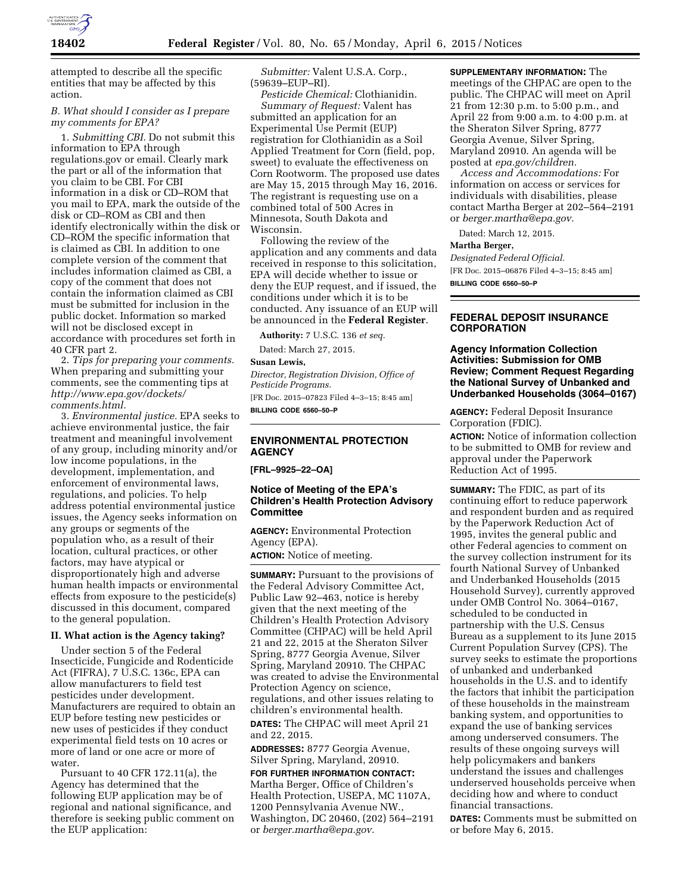attempted to describe all the specific entities that may be affected by this action.

### B. What should I consider as I prepare my comments for EPA?

1. *Submitting CBI.* Do not submit this information to EPA through regulations.gov or email. Clearly mark the part or all of the information that you claim to be CBI. For CBI information in a disk or CD–ROM that you mail to EPA, mark the outside of the disk or CD–ROM as CBI and then identify electronically within the disk or CD–ROM the specific information that is claimed as CBI. In addition to one complete version of the comment that includes information claimed as CBI, a copy of the comment that does not contain the information claimed as CBI must be submitted for inclusion in the public docket. Information so marked will not be disclosed except in accordance with procedures set forth in 40 CFR part 2.

2. *Tips for preparing your comments.* When preparing and submitting your comments, see the commenting tips at *http://www.epa.gov/dockets/comments.html.*

3. *Environmental justice.* EPA seeks to achieve environmental justice, the fair treatment and meaningful involvement of any group, including minority and/or low income populations, in the development, implementation, and enforcement of environmental laws, regulations, and policies. To help address potential environmental justice issues, the Agency seeks information on any groups or segments of the population who, as a result of their location, cultural practices, or other factors, may have atypical or disproportionately high and adverse human health impacts or environmental effects from exposure to the pesticide(s) discussed in this document, compared to the general population.

## II. What action is the Agency taking?

Under section 5 of the Federal Insecticide, Fungicide and Rodenticide Act (FIFRA), 7 U.S.C. 136c, EPA can allow manufacturers to field test pesticides under development. Manufacturers are required to obtain an EUP before testing new pesticides or new uses of pesticides if they conduct experimental field tests on 10 acres or more of land or one acre or more of water.

Pursuant to 40 CFR 172.11(a), the Agency has determined that the following EUP application may be of regional and national significance, and therefore is seeking public comment on the EUP application:

*Submitter:* Valent U.S.A. Corp., (59639–EUP–RI).

*Pesticide Chemical:* Clothianidin.

*Summary of Request:* Valent has submitted an application for an Experimental Use Permit (EUP) registration for Clothianidin as a Soil Applied Treatment for Corn (field, pop, sweet) to evaluate the effectiveness on Corn Rootworm. The proposed use dates are May 15, 2015 through May 16, 2016. The registrant is requesting use on a combined total of 500 Acres in Minnesota, South Dakota and Wisconsin.

Following the review of the application and any comments and data received in response to this solicitation, EPA will decide whether to issue or deny the EUP request, and if issued, the conditions under which it is to be conducted. Any issuance of an EUP will be announced in the **Federal Register**.

**Authority:** 7 U.S.C. 136 *et seq.*

Dated: March 27, 2015.

**Susan Lewis,**

*Director, Registration Division, Office of Pesticide Programs.*

[FR Doc. 2015–07823 Filed 4–3–15; 8:45 am]

**BILLING CODE 6560–50–P**

---

## ENVIRONMENTAL PROTECTION AGENCY

**[FRL–9925–22–OA]**

### Notice of Meeting of the EPA's Children's Health Protection Advisory Committee

**AGENCY:** Environmental Protection Agency (EPA).

**ACTION:** Notice of meeting.

**SUMMARY:** Pursuant to the provisions of the Federal Advisory Committee Act, Public Law 92–463, notice is hereby given that the next meeting of the Children's Health Protection Advisory Committee (CHPAC) will be held April 21 and 22, 2015 at the Sheraton Silver Spring, 8777 Georgia Avenue, Silver Spring, Maryland 20910. The CHPAC was created to advise the Environmental Protection Agency on science, regulations, and other issues relating to children's environmental health.

**DATES:** The CHPAC will meet April 21 and 22, 2015.

**ADDRESSES:** 8777 Georgia Avenue, Silver Spring, Maryland, 20910.

**FOR FURTHER INFORMATION CONTACT:** Martha Berger, Office of Children's Health Protection, USEPA, MC 1107A, 1200 Pennsylvania Avenue NW., Washington, DC 20460, (202) 564–2191 or *berger.martha@epa.gov.*

**SUPPLEMENTARY INFORMATION:** The meetings of the CHPAC are open to the public. The CHPAC will meet on April 21 from 12:30 p.m. to 5:00 p.m., and April 22 from 9:00 a.m. to 4:00 p.m. at the Sheraton Silver Spring, 8777 Georgia Avenue, Silver Spring, Maryland 20910. An agenda will be posted at *epa.gov/children.*

*Access and Accommodations:* For information on access or services for individuals with disabilities, please contact Martha Berger at 202–564–2191 or *berger.martha@epa.gov.*

Dated: March 12, 2015.

**Martha Berger,**

*Designated Federal Official.*

[FR Doc. 2015–06876 Filed 4–3–15; 8:45 am]

**BILLING CODE 6560–50–P**

---

## FEDERAL DEPOSIT INSURANCE CORPORATION

### Agency Information Collection Activities: Submission for OMB Review; Comment Request Regarding the National Survey of Unbanked and Underbanked Households (3064–0167)

**AGENCY:** Federal Deposit Insurance Corporation (FDIC).

**ACTION:** Notice of information collection to be submitted to OMB for review and approval under the Paperwork Reduction Act of 1995.

**SUMMARY:** The FDIC, as part of its continuing effort to reduce paperwork and respondent burden and as required by the Paperwork Reduction Act of 1995, invites the general public and other Federal agencies to comment on the survey collection instrument for its fourth National Survey of Unbanked and Underbanked Households (2015 Household Survey), currently approved under OMB Control No. 3064–0167, scheduled to be conducted in partnership with the U.S. Census Bureau as a supplement to its June 2015 Current Population Survey (CPS). The survey seeks to estimate the proportions of unbanked and underbanked households in the U.S. and to identify the factors that inhibit the participation of these households in the mainstream banking system, and opportunities to expand the use of banking services among underserved consumers. The results of these ongoing surveys will help policymakers and bankers understand the issues and challenges underserved households perceive when deciding how and where to conduct financial transactions.

**DATES:** Comments must be submitted on or before May 6, 2015.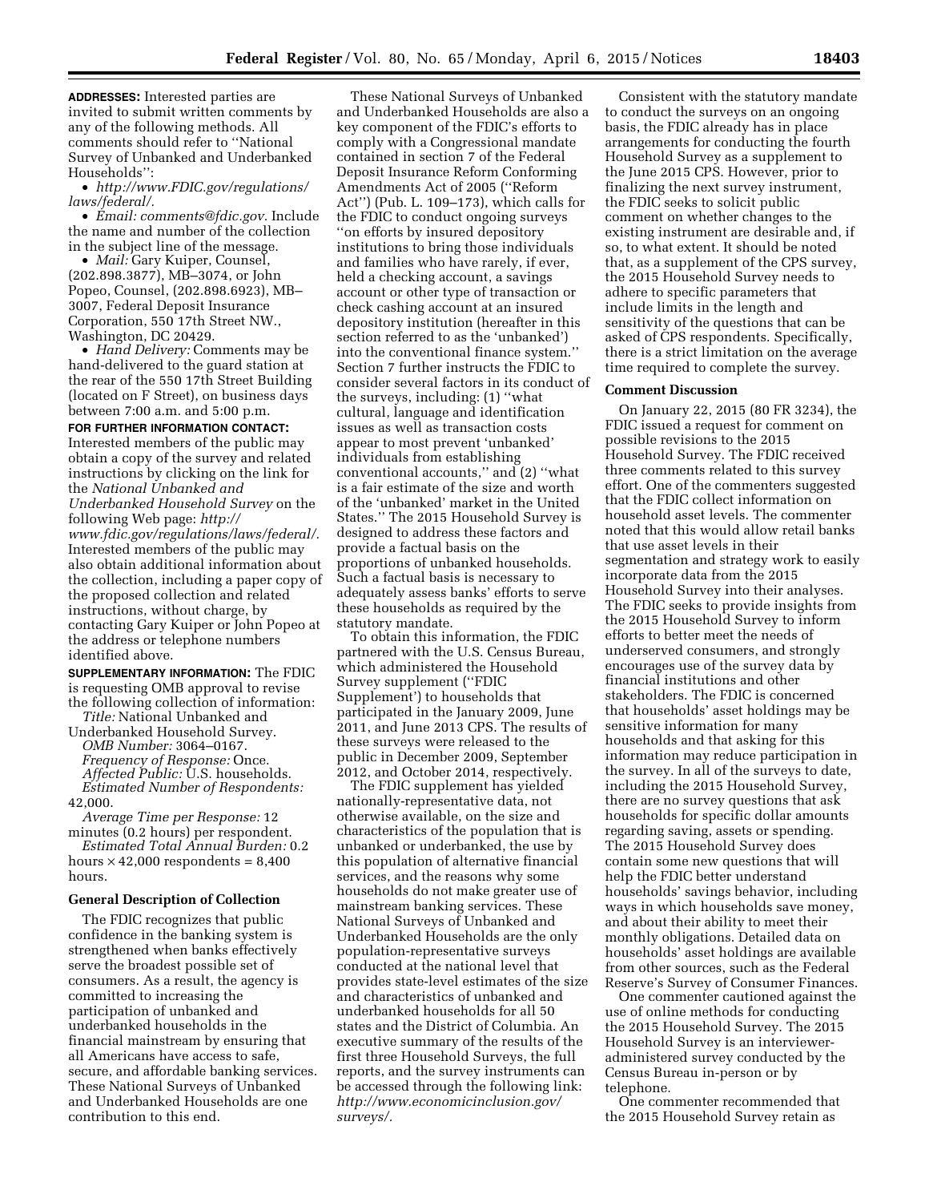**ADDRESSES:** Interested parties are invited to submit written comments by any of the following methods. All comments should refer to ''National Survey of Unbanked and Underbanked Households'':

- *http://www.FDIC.gov/regulations/laws/federal/.*
- *Email: comments@fdic.gov.* Include the name and number of the collection in the subject line of the message.
- *Mail:* Gary Kuiper, Counsel, (202.898.3877), MB–3074, or John Popeo, Counsel, (202.898.6923), MB–3007, Federal Deposit Insurance Corporation, 550 17th Street NW., Washington, DC 20429.
- *Hand Delivery:* Comments may be hand-delivered to the guard station at the rear of the 550 17th Street Building (located on F Street), on business days between 7:00 a.m. and 5:00 p.m.

**FOR FURTHER INFORMATION CONTACT:** Interested members of the public may obtain a copy of the survey and related instructions by clicking on the link for the *National Unbanked and Underbanked Household Survey* on the following Web page: *http://www.fdic.gov/regulations/laws/federal/.* Interested members of the public may also obtain additional information about the collection, including a paper copy of the proposed collection and related instructions, without charge, by contacting Gary Kuiper or John Popeo at the address or telephone numbers identified above.

**SUPPLEMENTARY INFORMATION:** The FDIC is requesting OMB approval to revise the following collection of information:

*Title:* National Unbanked and Underbanked Household Survey.

*OMB Number:* 3064–0167.

*Frequency of Response:* Once.

*Affected Public:* U.S. households.

*Estimated Number of Respondents:* 42,000.

*Average Time per Response:* 12 minutes (0.2 hours) per respondent.

*Estimated Total Annual Burden:* 0.2 hours × 42,000 respondents = 8,400 hours.

## General Description of Collection

The FDIC recognizes that public confidence in the banking system is strengthened when banks effectively serve the broadest possible set of consumers. As a result, the agency is committed to increasing the participation of unbanked and underbanked households in the financial mainstream by ensuring that all Americans have access to safe, secure, and affordable banking services. These National Surveys of Unbanked and Underbanked Households are one contribution to this end.

These National Surveys of Unbanked and Underbanked Households are also a key component of the FDIC's efforts to comply with a Congressional mandate contained in section 7 of the Federal Deposit Insurance Reform Conforming Amendments Act of 2005 (''Reform Act'') (Pub. L. 109–173), which calls for the FDIC to conduct ongoing surveys ''on efforts by insured depository institutions to bring those individuals and families who have rarely, if ever, held a checking account, a savings account or other type of transaction or check cashing account at an insured depository institution (hereafter in this section referred to as the 'unbanked') into the conventional finance system.'' Section 7 further instructs the FDIC to consider several factors in its conduct of the surveys, including: (1) ''what cultural, language and identification issues as well as transaction costs appear to most prevent 'unbanked' individuals from establishing conventional accounts,'' and (2) ''what is a fair estimate of the size and worth of the 'unbanked' market in the United States.'' The 2015 Household Survey is designed to address these factors and provide a factual basis on the proportions of unbanked households. Such a factual basis is necessary to adequately assess banks' efforts to serve these households as required by the statutory mandate.

To obtain this information, the FDIC partnered with the U.S. Census Bureau, which administered the Household Survey supplement (''FDIC Supplement') to households that participated in the January 2009, June 2011, and June 2013 CPS. The results of these surveys were released to the public in December 2009, September 2012, and October 2014, respectively.

The FDIC supplement has yielded nationally-representative data, not otherwise available, on the size and characteristics of the population that is unbanked or underbanked, the use by this population of alternative financial services, and the reasons why some households do not make greater use of mainstream banking services. These National Surveys of Unbanked and Underbanked Households are the only population-representative surveys conducted at the national level that provides state-level estimates of the size and characteristics of unbanked and underbanked households for all 50 states and the District of Columbia. An executive summary of the results of the first three Household Surveys, the full reports, and the survey instruments can be accessed through the following link: *http://www.economicinclusion.gov/surveys/.*

Consistent with the statutory mandate to conduct the surveys on an ongoing basis, the FDIC already has in place arrangements for conducting the fourth Household Survey as a supplement to the June 2015 CPS. However, prior to finalizing the next survey instrument, the FDIC seeks to solicit public comment on whether changes to the existing instrument are desirable and, if so, to what extent. It should be noted that, as a supplement of the CPS survey, the 2015 Household Survey needs to adhere to specific parameters that include limits in the length and sensitivity of the questions that can be asked of CPS respondents. Specifically, there is a strict limitation on the average time required to complete the survey.

## Comment Discussion

On January 22, 2015 (80 FR 3234), the FDIC issued a request for comment on possible revisions to the 2015 Household Survey. The FDIC received three comments related to this survey effort. One of the commenters suggested that the FDIC collect information on household asset levels. The commenter noted that this would allow retail banks that use asset levels in their segmentation and strategy work to easily incorporate data from the 2015 Household Survey into their analyses. The FDIC seeks to provide insights from the 2015 Household Survey to inform efforts to better meet the needs of underserved consumers, and strongly encourages use of the survey data by financial institutions and other stakeholders. The FDIC is concerned that households' asset holdings may be sensitive information for many households and that asking for this information may reduce participation in the survey. In all of the surveys to date, including the 2015 Household Survey, there are no survey questions that ask households for specific dollar amounts regarding saving, assets or spending. The 2015 Household Survey does contain some new questions that will help the FDIC better understand households' savings behavior, including ways in which households save money, and about their ability to meet their monthly obligations. Detailed data on households' asset holdings are available from other sources, such as the Federal Reserve's Survey of Consumer Finances.

One commenter cautioned against the use of online methods for conducting the 2015 Household Survey. The 2015 Household Survey is an interviewer-administered survey conducted by the Census Bureau in-person or by telephone.

One commenter recommended that the 2015 Household Survey retain as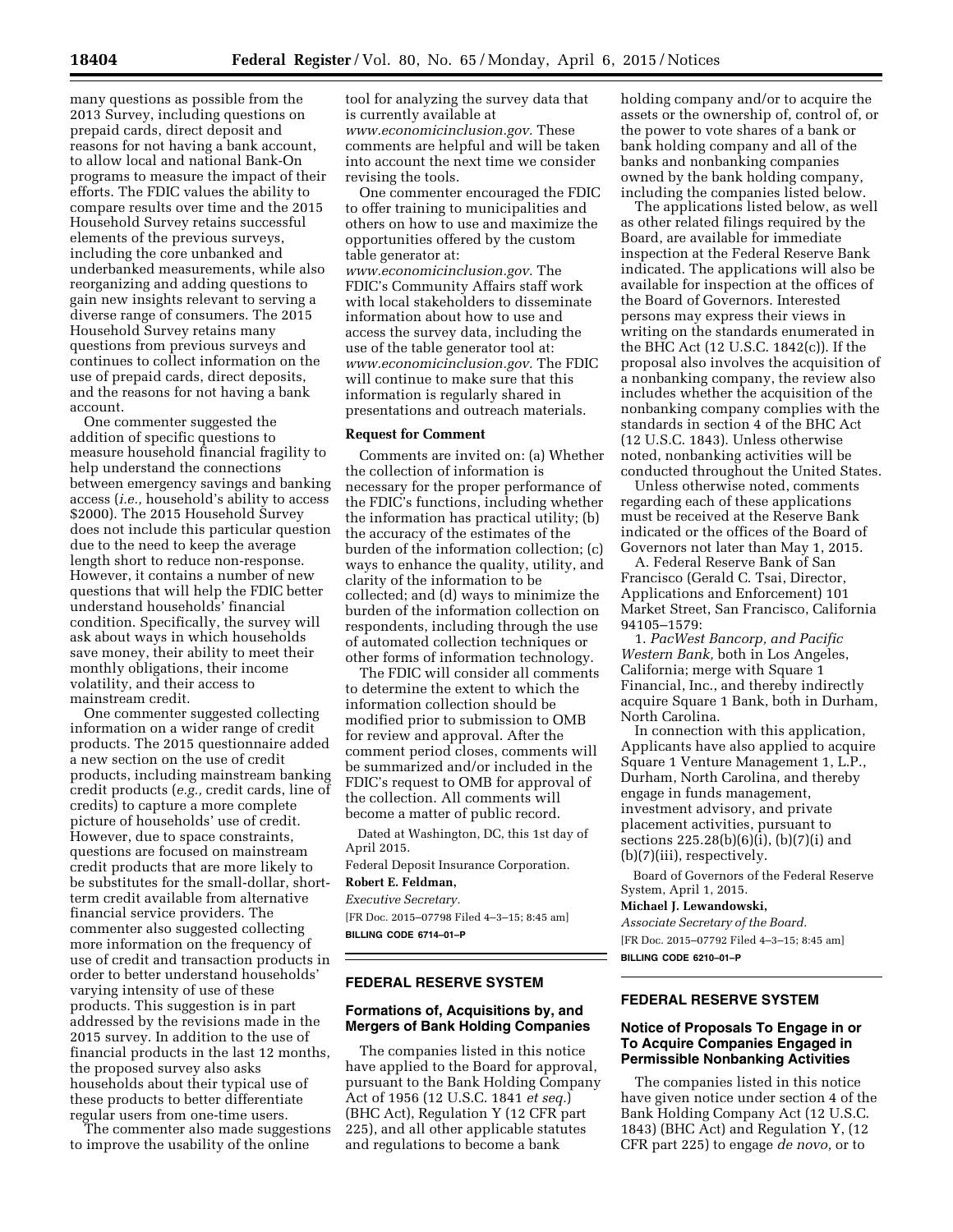many questions as possible from the 2013 Survey, including questions on prepaid cards, direct deposit and reasons for not having a bank account, to allow local and national Bank-On programs to measure the impact of their efforts. The FDIC values the ability to compare results over time and the 2015 Household Survey retains successful elements of the previous surveys, including the core unbanked and underbanked measurements, while also reorganizing and adding questions to gain new insights relevant to serving a diverse range of consumers. The 2015 Household Survey retains many questions from previous surveys and continues to collect information on the use of prepaid cards, direct deposits, and the reasons for not having a bank account.

One commenter suggested the addition of specific questions to measure household financial fragility to help understand the connections between emergency savings and banking access (*i.e.,* household's ability to access $2000). The 2015 Household Survey does not include this particular question due to the need to keep the average length short to reduce non-response. However, it contains a number of new questions that will help the FDIC better understand households' financial condition. Specifically, the survey will ask about ways in which households save money, their ability to meet their monthly obligations, their income volatility, and their access to mainstream credit.

One commenter suggested collecting information on a wider range of credit products. The 2015 questionnaire added a new section on the use of credit products, including mainstream banking credit products (*e.g.,* credit cards, line of credits) to capture a more complete picture of households' use of credit. However, due to space constraints, questions are focused on mainstream credit products that are more likely to be substitutes for the small-dollar, short-term credit available from alternative financial service providers. The commenter also suggested collecting more information on the frequency of use of credit and transaction products in order to better understand households' varying intensity of use of these products. This suggestion is in part addressed by the revisions made in the 2015 survey. In addition to the use of financial products in the last 12 months, the proposed survey also asks households about their typical use of these products to better differentiate regular users from one-time users.

The commenter also made suggestions to improve the usability of the online tool for analyzing the survey data that is currently available at *www.economicinclusion.gov.* These comments are helpful and will be taken into account the next time we consider revising the tools.

One commenter encouraged the FDIC to offer training to municipalities and others on how to use and maximize the opportunities offered by the custom table generator at: *www.economicinclusion.gov.* The FDIC's Community Affairs staff work with local stakeholders to disseminate information about how to use and access the survey data, including the use of the table generator tool at: *www.economicinclusion.gov.* The FDIC will continue to make sure that this information is regularly shared in presentations and outreach materials.

**Request for Comment**

Comments are invited on: (a) Whether the collection of information is necessary for the proper performance of the FDIC's functions, including whether the information has practical utility; (b) the accuracy of the estimates of the burden of the information collection; (c) ways to enhance the quality, utility, and clarity of the information to be collected; and (d) ways to minimize the burden of the information collection on respondents, including through the use of automated collection techniques or other forms of information technology.

The FDIC will consider all comments to determine the extent to which the information collection should be modified prior to submission to OMB for review and approval. After the comment period closes, comments will be summarized and/or included in the FDIC's request to OMB for approval of the collection. All comments will become a matter of public record.

Dated at Washington, DC, this 1st day of April 2015.

Federal Deposit Insurance Corporation.

**Robert E. Feldman,**

*Executive Secretary.*

[FR Doc. 2015–07798 Filed 4–3–15; 8:45 am]

**BILLING CODE 6714–01–P**

## FEDERAL RESERVE SYSTEM

### Formations of, Acquisitions by, and Mergers of Bank Holding Companies

The companies listed in this notice have applied to the Board for approval, pursuant to the Bank Holding Company Act of 1956 (12 U.S.C. 1841 *et seq.*) (BHC Act), Regulation Y (12 CFR part 225), and all other applicable statutes and regulations to become a bank holding company and/or to acquire the assets or the ownership of, control of, or the power to vote shares of a bank or bank holding company and all of the banks and nonbanking companies owned by the bank holding company, including the companies listed below.

The applications listed below, as well as other related filings required by the Board, are available for immediate inspection at the Federal Reserve Bank indicated. The applications will also be available for inspection at the offices of the Board of Governors. Interested persons may express their views in writing on the standards enumerated in the BHC Act (12 U.S.C. 1842(c)). If the proposal also involves the acquisition of a nonbanking company, the review also includes whether the acquisition of the nonbanking company complies with the standards in section 4 of the BHC Act (12 U.S.C. 1843). Unless otherwise noted, nonbanking activities will be conducted throughout the United States.

Unless otherwise noted, comments regarding each of these applications must be received at the Reserve Bank indicated or the offices of the Board of Governors not later than May 1, 2015.

A. Federal Reserve Bank of San Francisco (Gerald C. Tsai, Director, Applications and Enforcement) 101 Market Street, San Francisco, California 94105–1579:

1. *PacWest Bancorp, and Pacific Western Bank,* both in Los Angeles, California; merge with Square 1 Financial, Inc., and thereby indirectly acquire Square 1 Bank, both in Durham, North Carolina.

In connection with this application, Applicants have also applied to acquire Square 1 Venture Management 1, L.P., Durham, North Carolina, and thereby engage in funds management, investment advisory, and private placement activities, pursuant to sections 225.28(b)(6)(i), (b)(7)(i) and (b)(7)(iii), respectively.

Board of Governors of the Federal Reserve System, April 1, 2015.

**Michael J. Lewandowski,**

*Associate Secretary of the Board.*

[FR Doc. 2015–07792 Filed 4–3–15; 8:45 am]

**BILLING CODE 6210–01–P**

## FEDERAL RESERVE SYSTEM

### Notice of Proposals To Engage in or To Acquire Companies Engaged in Permissible Nonbanking Activities

The companies listed in this notice have given notice under section 4 of the Bank Holding Company Act (12 U.S.C. 1843) (BHC Act) and Regulation Y, (12 CFR part 225) to engage *de novo,* or to